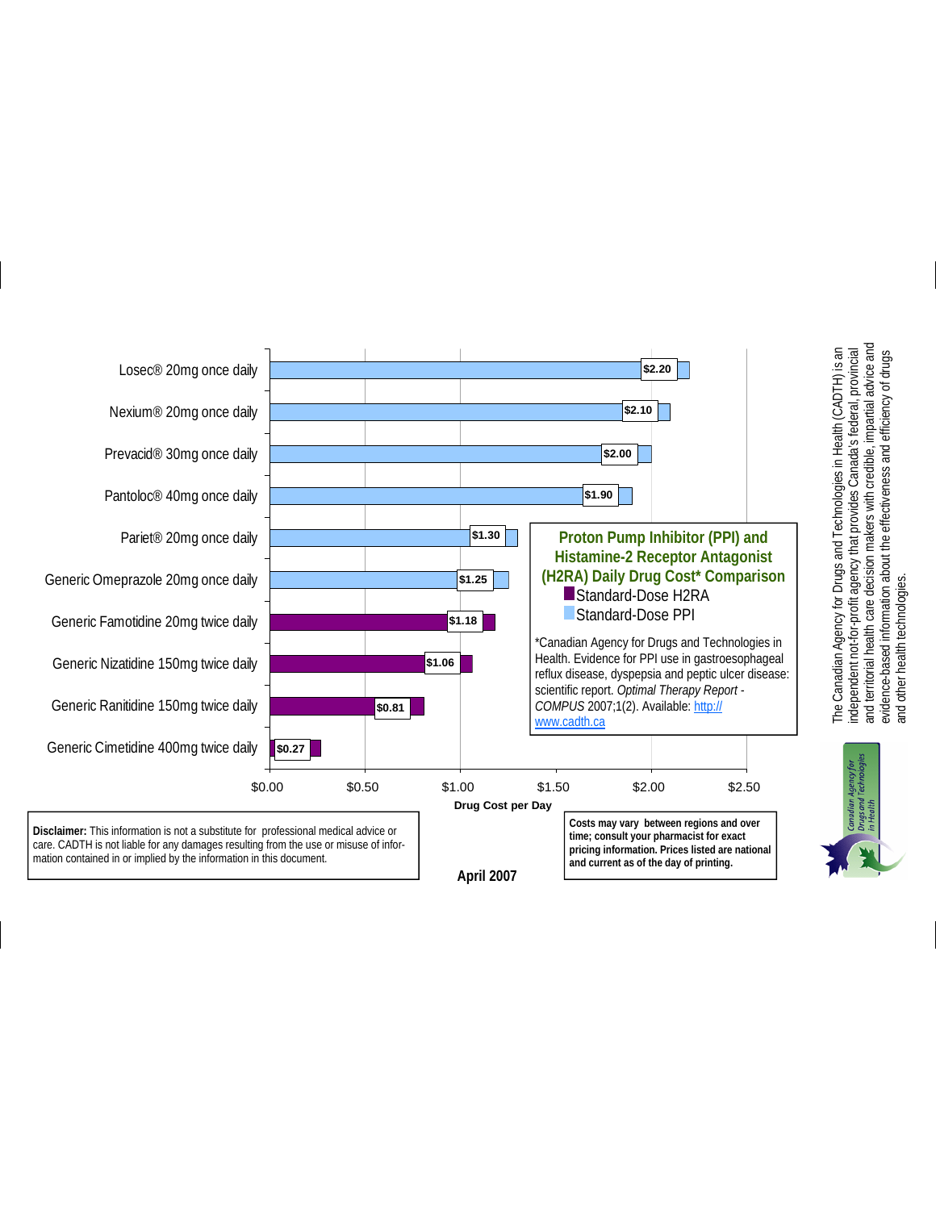## Proton Pump Inhibitor (PPI) and Histamine-2 Receptor Antagonist (H2RA) Daily Drug Cost* Comparison

Legend: Standard-Dose H2RA; Standard-Dose PPI

| Drug | Type | Drug Cost per Day |
|---|---|---|
| Losec® 20mg once daily | Standard-Dose PPI | $2.20 |
| Nexium® 20mg once daily | Standard-Dose PPI | $2.10 |
| Prevacid® 30mg once daily | Standard-Dose PPI | $2.00 |
| Pantoloc® 40mg once daily | Standard-Dose PPI | $1.90 |
| Pariet® 20mg once daily | Standard-Dose PPI | $1.30 |
| Generic Omeprazole 20mg once daily | Standard-Dose PPI | $1.25 |
| Generic Famotidine 20mg twice daily | Standard-Dose H2RA | $1.18 |
| Generic Nizatidine 150mg twice daily | Standard-Dose H2RA | $1.06 |
| Generic Ranitidine 150mg twice daily | Standard-Dose H2RA | $0.81 |
| Generic Cimetidine 400mg twice daily | Standard-Dose H2RA | $0.27 |

*Canadian Agency for Drugs and Technologies in Health. Evidence for PPI use in gastroesophageal reflux disease, dyspepsia and peptic ulcer disease: scientific report. *Optimal Therapy Report - COMPUS* 2007;1(2). Available: http://www.cadth.ca

**Disclaimer:** This information is not a substitute for professional medical advice or care. CADTH is not liable for any damages resulting from the use or misuse of information contained in or implied by the information in this document.

**Costs may vary between regions and over time; consult your pharmacist for exact pricing information. Prices listed are national and current as of the day of printing.**

**April 2007**

The Canadian Agency for Drugs and Technologies in Health (CADTH) is an independent not-for-profit agency that provides Canada's federal, provincial and territorial health care decision makers with credible, impartial advice and evidence-based information about the effectiveness and efficiency of drugs and other health technologies.

Canadian Agency for Drugs and Technologies in Health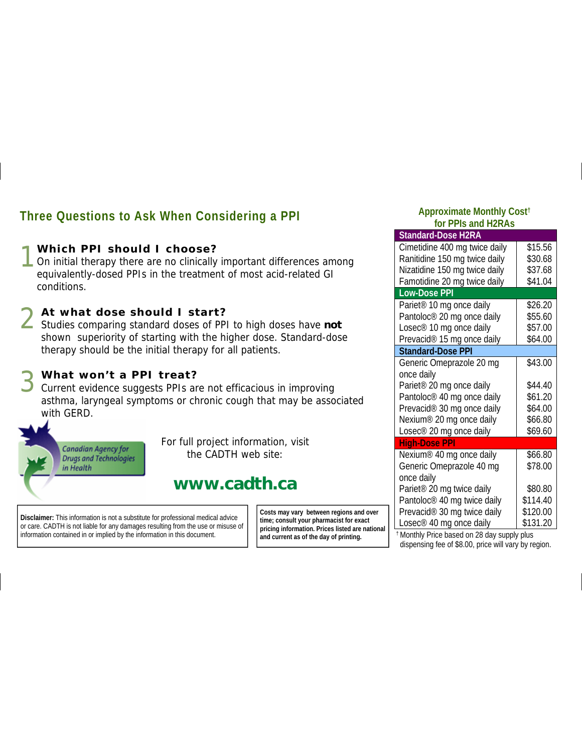## Three Questions to Ask When Considering a PPI

### 1 Which PPI should I choose?

On initial therapy there are no clinically important differences among equivalently-dosed PPIs in the treatment of most acid-related GI conditions.

### 2 At what dose should I start?

Studies comparing standard doses of PPI to high doses have **not** shown superiority of starting with the higher dose. Standard-dose therapy should be the initial therapy for all patients.

### 3 What won't a PPI treat?

Current evidence suggests PPIs are not efficacious in improving asthma, laryngeal symptoms or chronic cough that may be associated with GERD.

Canadian Agency for Drugs and Technologies in Health

For full project information, visit the CADTH web site:

**www.cadth.ca**

**Disclaimer:** This information is not a substitute for professional medical advice or care. CADTH is not liable for any damages resulting from the use or misuse of information contained in or implied by the information in this document.

**Costs may vary between regions and over time; consult your pharmacist for exact pricing information. Prices listed are national and current as of the day of printing.**

### Approximate Monthly Cost† for PPIs and H2RAs

| | |
|---|---|
| **Standard-Dose H2RA** | |
| Cimetidine 400 mg twice daily | $15.56 |
| Ranitidine 150 mg twice daily | $30.68 |
| Nizatidine 150 mg twice daily | $37.68 |
| Famotidine 20 mg twice daily | $41.04 |
| **Low-Dose PPI** | |
| Pariet® 10 mg once daily | $26.20 |
| Pantoloc® 20 mg once daily | $55.60 |
| Losec® 10 mg once daily | $57.00 |
| Prevacid® 15 mg once daily | $64.00 |
| **Standard-Dose PPI** | |
| Generic Omeprazole 20 mg once daily | $43.00 |
| Pariet® 20 mg once daily | $44.40 |
| Pantoloc® 40 mg once daily | $61.20 |
| Prevacid® 30 mg once daily | $64.00 |
| Nexium® 20 mg once daily | $66.80 |
| Losec® 20 mg once daily | $69.60 |
| **High-Dose PPI** | |
| Nexium® 40 mg once daily | $66.80 |
| Generic Omeprazole 40 mg once daily | $78.00 |
| Pariet® 20 mg twice daily | $80.80 |
| Pantoloc® 40 mg twice daily | $114.40 |
| Prevacid® 30 mg twice daily | $120.00 |
| Losec® 40 mg once daily | $131.20 |

† Monthly Price based on 28 day supply plus dispensing fee of $8.00, price will vary by region.